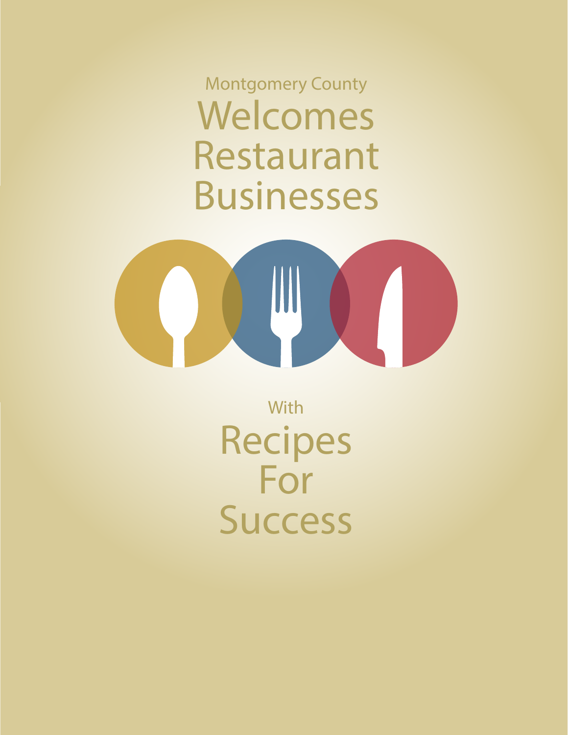Montgomery County

# Welcomes Restaurant Businesses

With

# Recipes For Success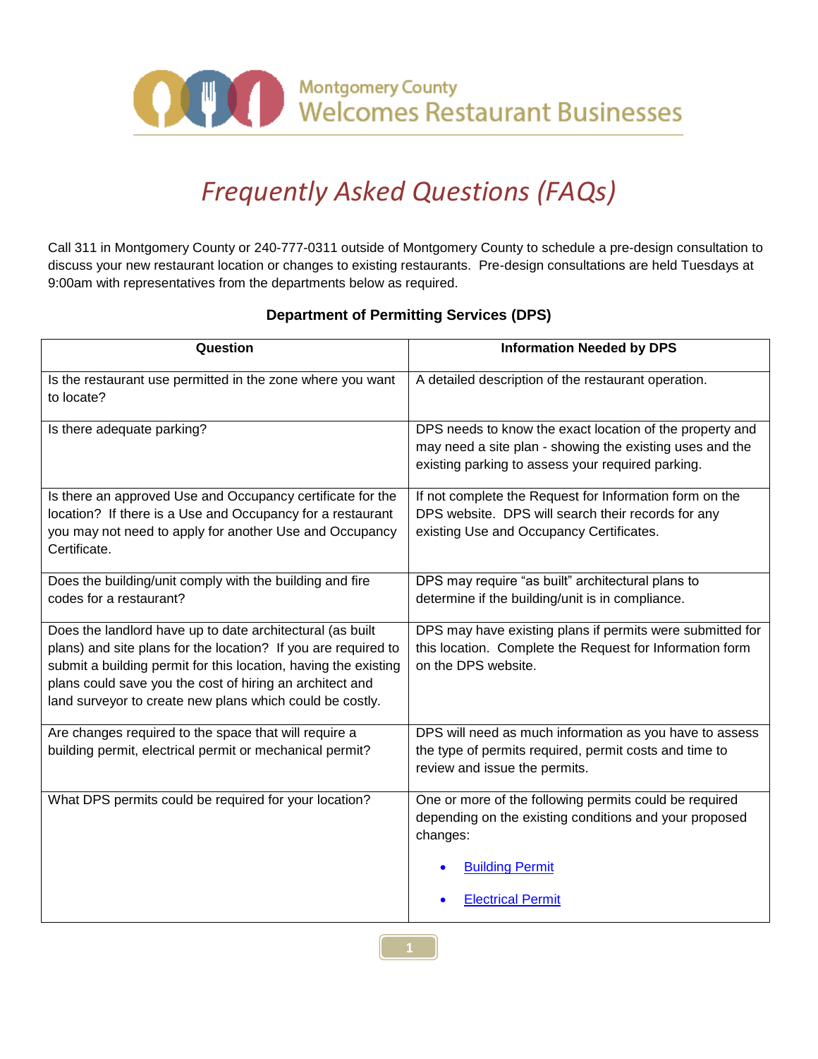Montgomery County
Welcomes Restaurant Businesses

# *Frequently Asked Questions (FAQs)*

Call 311 in Montgomery County or 240-777-0311 outside of Montgomery County to schedule a pre-design consultation to discuss your new restaurant location or changes to existing restaurants. Pre-design consultations are held Tuesdays at 9:00am with representatives from the departments below as required.

## Department of Permitting Services (DPS)

| Question | Information Needed by DPS |
| --- | --- |
| Is the restaurant use permitted in the zone where you want to locate? | A detailed description of the restaurant operation. |
| Is there adequate parking? | DPS needs to know the exact location of the property and may need a site plan - showing the existing uses and the existing parking to assess your required parking. |
| Is there an approved Use and Occupancy certificate for the location? If there is a Use and Occupancy for a restaurant you may not need to apply for another Use and Occupancy Certificate. | If not complete the Request for Information form on the DPS website. DPS will search their records for any existing Use and Occupancy Certificates. |
| Does the building/unit comply with the building and fire codes for a restaurant? | DPS may require "as built" architectural plans to determine if the building/unit is in compliance. |
| Does the landlord have up to date architectural (as built plans) and site plans for the location? If you are required to submit a building permit for this location, having the existing plans could save you the cost of hiring an architect and land surveyor to create new plans which could be costly. | DPS may have existing plans if permits were submitted for this location. Complete the Request for Information form on the DPS website. |
| Are changes required to the space that will require a building permit, electrical permit or mechanical permit? | DPS will need as much information as you have to assess the type of permits required, permit costs and time to review and issue the permits. |
| What DPS permits could be required for your location? | One or more of the following permits could be required depending on the existing conditions and your proposed changes:<br>• Building Permit<br>• Electrical Permit |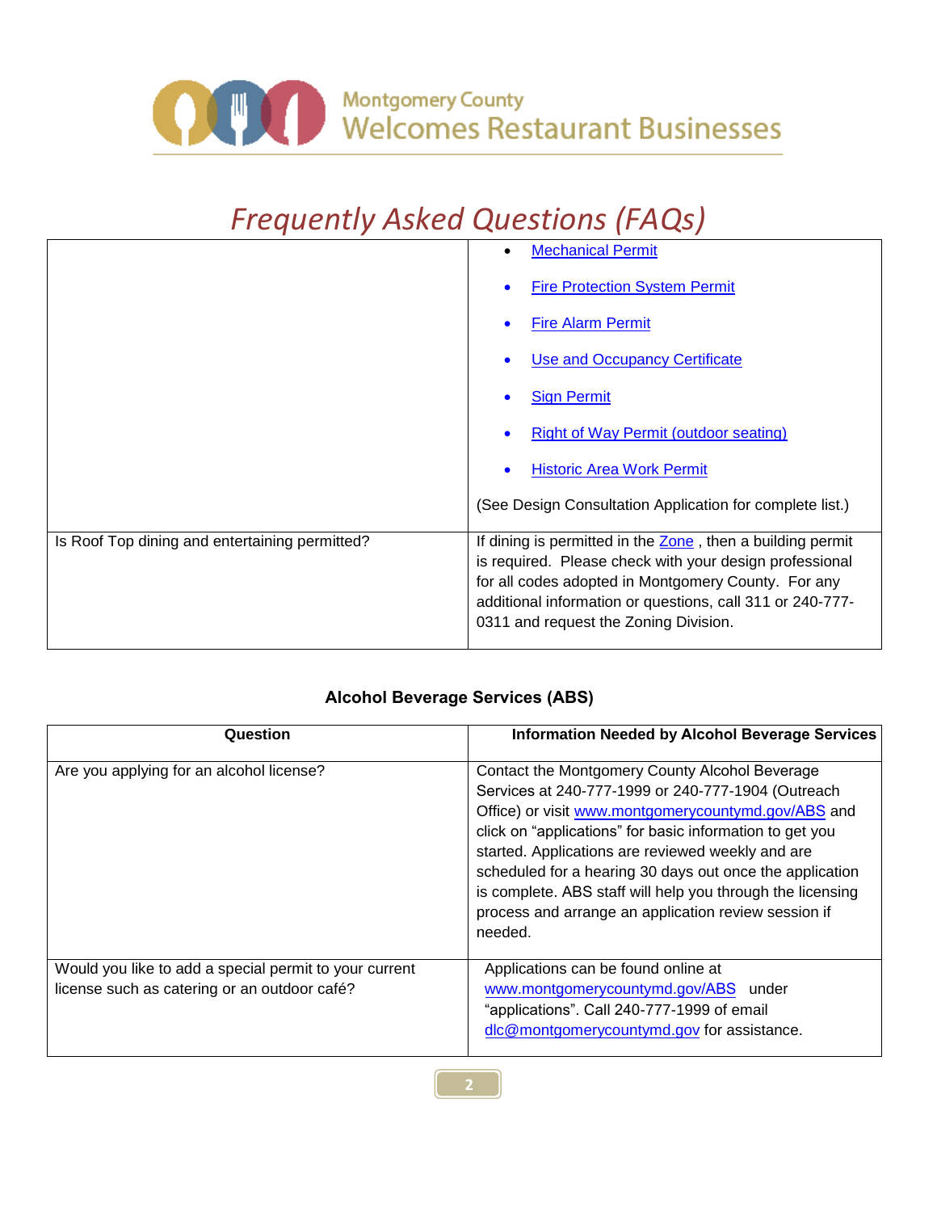# Frequently Asked Questions (FAQs)

| | |
|---|---|
| | • Mechanical Permit<br>• Fire Protection System Permit<br>• Fire Alarm Permit<br>• Use and Occupancy Certificate<br>• Sign Permit<br>• Right of Way Permit (outdoor seating)<br>• Historic Area Work Permit<br><br>(See Design Consultation Application for complete list.) |
| Is Roof Top dining and entertaining permitted? | If dining is permitted in the Zone , then a building permit is required. Please check with your design professional for all codes adopted in Montgomery County. For any additional information or questions, call 311 or 240-777-0311 and request the Zoning Division. |

## Alcohol Beverage Services (ABS)

| Question | Information Needed by Alcohol Beverage Services |
|---|---|
| Are you applying for an alcohol license? | Contact the Montgomery County Alcohol Beverage Services at 240-777-1999 or 240-777-1904 (Outreach Office) or visit www.montgomerycountymd.gov/ABS and click on "applications" for basic information to get you started. Applications are reviewed weekly and are scheduled for a hearing 30 days out once the application is complete. ABS staff will help you through the licensing process and arrange an application review session if needed. |
| Would you like to add a special permit to your current license such as catering or an outdoor café? | Applications can be found online at www.montgomerycountymd.gov/ABS under "applications". Call 240-777-1999 of email dlc@montgomerycountymd.gov for assistance. |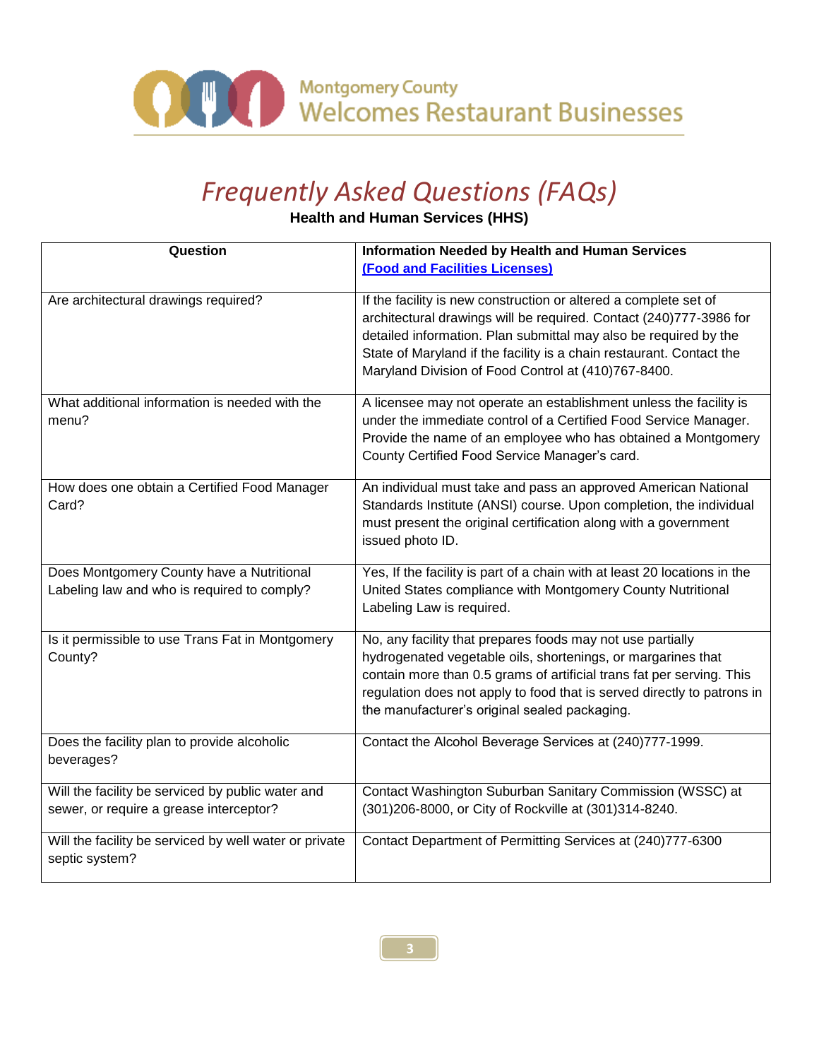# Frequently Asked Questions (FAQs)

**Health and Human Services (HHS)**

| Question | Information Needed by Health and Human Services (Food and Facilities Licenses) |
|---|---|
| Are architectural drawings required? | If the facility is new construction or altered a complete set of architectural drawings will be required. Contact (240)777-3986 for detailed information. Plan submittal may also be required by the State of Maryland if the facility is a chain restaurant. Contact the Maryland Division of Food Control at (410)767-8400. |
| What additional information is needed with the menu? | A licensee may not operate an establishment unless the facility is under the immediate control of a Certified Food Service Manager. Provide the name of an employee who has obtained a Montgomery County Certified Food Service Manager's card. |
| How does one obtain a Certified Food Manager Card? | An individual must take and pass an approved American National Standards Institute (ANSI) course. Upon completion, the individual must present the original certification along with a government issued photo ID. |
| Does Montgomery County have a Nutritional Labeling law and who is required to comply? | Yes, If the facility is part of a chain with at least 20 locations in the United States compliance with Montgomery County Nutritional Labeling Law is required. |
| Is it permissible to use Trans Fat in Montgomery County? | No, any facility that prepares foods may not use partially hydrogenated vegetable oils, shortenings, or margarines that contain more than 0.5 grams of artificial trans fat per serving. This regulation does not apply to food that is served directly to patrons in the manufacturer's original sealed packaging. |
| Does the facility plan to provide alcoholic beverages? | Contact the Alcohol Beverage Services at (240)777-1999. |
| Will the facility be serviced by public water and sewer, or require a grease interceptor? | Contact Washington Suburban Sanitary Commission (WSSC) at (301)206-8000, or City of Rockville at (301)314-8240. |
| Will the facility be serviced by well water or private septic system? | Contact Department of Permitting Services at (240)777-6300 |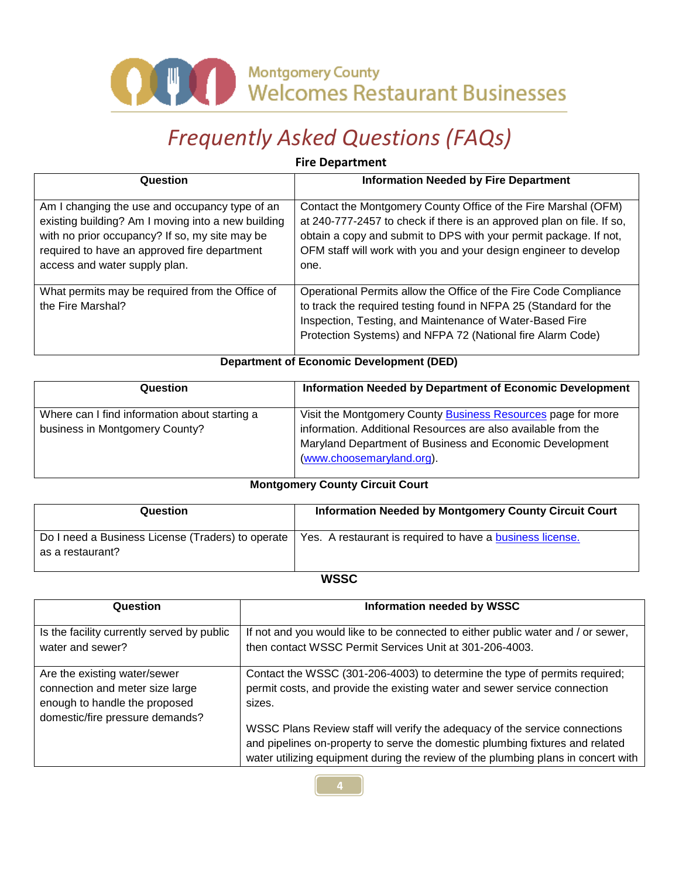# Frequently Asked Questions (FAQs)

### Fire Department

| Question | Information Needed by Fire Department |
|---|---|
| Am I changing the use and occupancy type of an existing building? Am I moving into a new building with no prior occupancy? If so, my site may be required to have an approved fire department access and water supply plan. | Contact the Montgomery County Office of the Fire Marshal (OFM) at 240-777-2457 to check if there is an approved plan on file. If so, obtain a copy and submit to DPS with your permit package. If not, OFM staff will work with you and your design engineer to develop one. |
| What permits may be required from the Office of the Fire Marshal? | Operational Permits allow the Office of the Fire Code Compliance to track the required testing found in NFPA 25 (Standard for the Inspection, Testing, and Maintenance of Water-Based Fire Protection Systems) and NFPA 72 (National fire Alarm Code) |

### Department of Economic Development (DED)

| Question | Information Needed by Department of Economic Development |
|---|---|
| Where can I find information about starting a business in Montgomery County? | Visit the Montgomery County Business Resources page for more information. Additional Resources are also available from the Maryland Department of Business and Economic Development (www.choosemaryland.org). |

### Montgomery County Circuit Court

| Question | Information Needed by Montgomery County Circuit Court |
|---|---|
| Do I need a Business License (Traders) to operate as a restaurant? | Yes. A restaurant is required to have a business license. |

### WSSC

| Question | Information needed by WSSC |
|---|---|
| Is the facility currently served by public water and sewer? | If not and you would like to be connected to either public water and / or sewer, then contact WSSC Permit Services Unit at 301-206-4003. |
| Are the existing water/sewer connection and meter size large enough to handle the proposed domestic/fire pressure demands? | Contact the WSSC (301-206-4003) to determine the type of permits required; permit costs, and provide the existing water and sewer service connection sizes.<br><br>WSSC Plans Review staff will verify the adequacy of the service connections and pipelines on-property to serve the domestic plumbing fixtures and related water utilizing equipment during the review of the plumbing plans in concert with |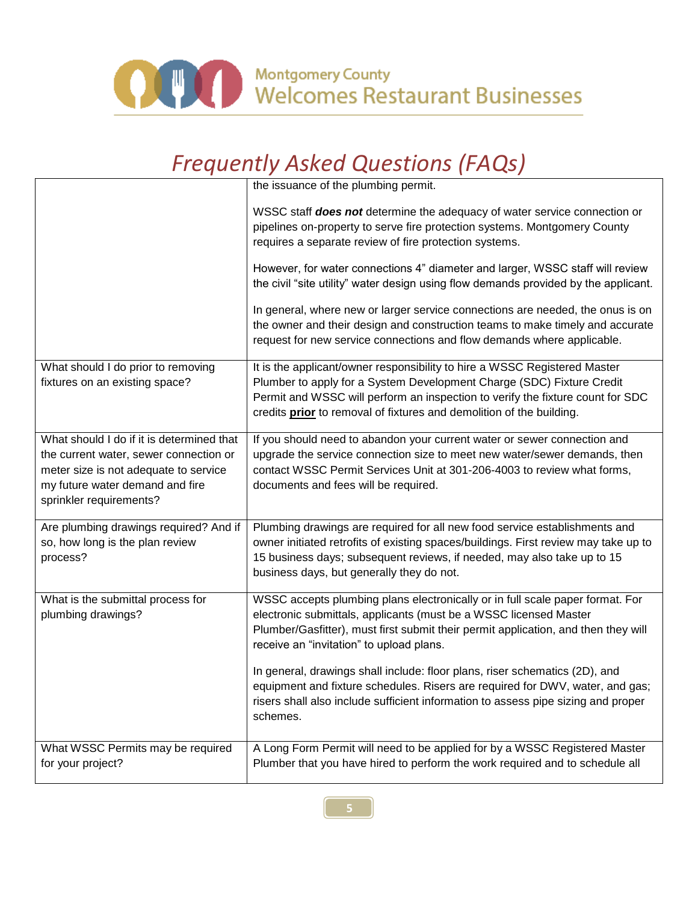# Frequently Asked Questions (FAQs)

| | |
|---|---|
| | the issuance of the plumbing permit.<br><br>WSSC staff ***does not*** determine the adequacy of water service connection or pipelines on-property to serve fire protection systems. Montgomery County requires a separate review of fire protection systems.<br><br>However, for water connections 4" diameter and larger, WSSC staff will review the civil "site utility" water design using flow demands provided by the applicant.<br><br>In general, where new or larger service connections are needed, the onus is on the owner and their design and construction teams to make timely and accurate request for new service connections and flow demands where applicable. |
| What should I do prior to removing fixtures on an existing space? | It is the applicant/owner responsibility to hire a WSSC Registered Master Plumber to apply for a System Development Charge (SDC) Fixture Credit Permit and WSSC will perform an inspection to verify the fixture count for SDC credits **prior** to removal of fixtures and demolition of the building. |
| What should I do if it is determined that the current water, sewer connection or meter size is not adequate to service my future water demand and fire sprinkler requirements? | If you should need to abandon your current water or sewer connection and upgrade the service connection size to meet new water/sewer demands, then contact WSSC Permit Services Unit at 301-206-4003 to review what forms, documents and fees will be required. |
| Are plumbing drawings required? And if so, how long is the plan review process? | Plumbing drawings are required for all new food service establishments and owner initiated retrofits of existing spaces/buildings. First review may take up to 15 business days; subsequent reviews, if needed, may also take up to 15 business days, but generally they do not. |
| What is the submittal process for plumbing drawings? | WSSC accepts plumbing plans electronically or in full scale paper format. For electronic submittals, applicants (must be a WSSC licensed Master Plumber/Gasfitter), must first submit their permit application, and then they will receive an "invitation" to upload plans.<br><br>In general, drawings shall include: floor plans, riser schematics (2D), and equipment and fixture schedules. Risers are required for DWV, water, and gas; risers shall also include sufficient information to assess pipe sizing and proper schemes. |
| What WSSC Permits may be required for your project? | A Long Form Permit will need to be applied for by a WSSC Registered Master Plumber that you have hired to perform the work required and to schedule all |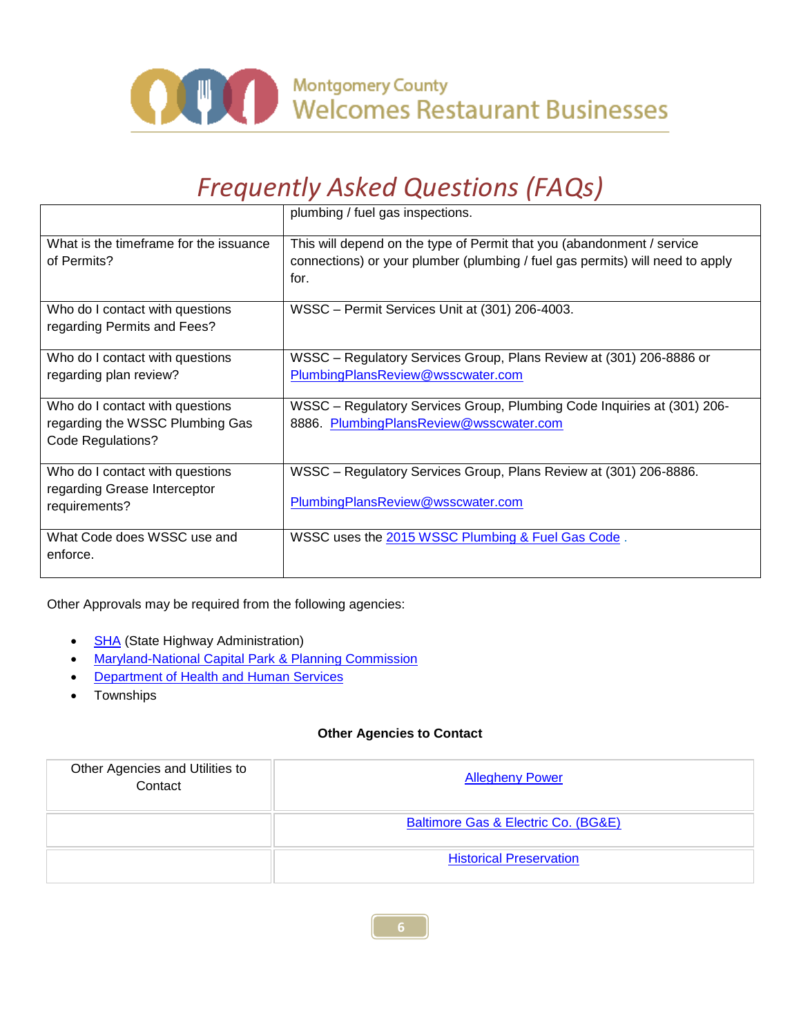# Frequently Asked Questions (FAQs)

| | |
|---|---|
| | plumbing / fuel gas inspections. |
| What is the timeframe for the issuance of Permits? | This will depend on the type of Permit that you (abandonment / service connections) or your plumber (plumbing / fuel gas permits) will need to apply for. |
| Who do I contact with questions regarding Permits and Fees? | WSSC – Permit Services Unit at (301) 206-4003. |
| Who do I contact with questions regarding plan review? | WSSC – Regulatory Services Group, Plans Review at (301) 206-8886 or PlumbingPlansReview@wsscwater.com |
| Who do I contact with questions regarding the WSSC Plumbing Gas Code Regulations? | WSSC – Regulatory Services Group, Plumbing Code Inquiries at (301) 206-8886. PlumbingPlansReview@wsscwater.com |
| Who do I contact with questions regarding Grease Interceptor requirements? | WSSC – Regulatory Services Group, Plans Review at (301) 206-8886. PlumbingPlansReview@wsscwater.com |
| What Code does WSSC use and enforce. | WSSC uses the 2015 WSSC Plumbing & Fuel Gas Code . |

Other Approvals may be required from the following agencies:

- SHA (State Highway Administration)
- Maryland-National Capital Park & Planning Commission
- Department of Health and Human Services
- Townships

**Other Agencies to Contact**

| Other Agencies and Utilities to Contact | Allegheny Power |
|---|---|
| | Baltimore Gas & Electric Co. (BG&E) |
| | Historical Preservation |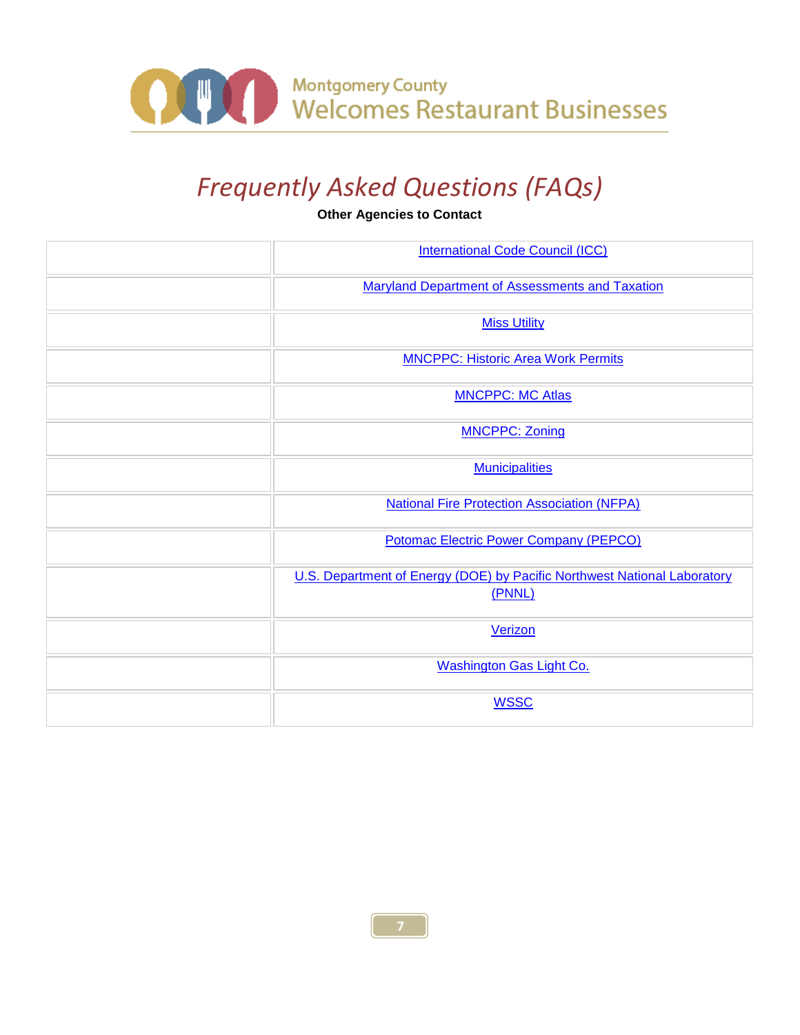Montgomery County Welcomes Restaurant Businesses

# *Frequently Asked Questions (FAQs)*

**Other Agencies to Contact**

| | |
|---|---|
| | International Code Council (ICC) |
| | Maryland Department of Assessments and Taxation |
| | Miss Utility |
| | MNCPPC: Historic Area Work Permits |
| | MNCPPC: MC Atlas |
| | MNCPPC: Zoning |
| | Municipalities |
| | National Fire Protection Association (NFPA) |
| | Potomac Electric Power Company (PEPCO) |
| | U.S. Department of Energy (DOE) by Pacific Northwest National Laboratory (PNNL) |
| | Verizon |
| | Washington Gas Light Co. |
| | WSSC |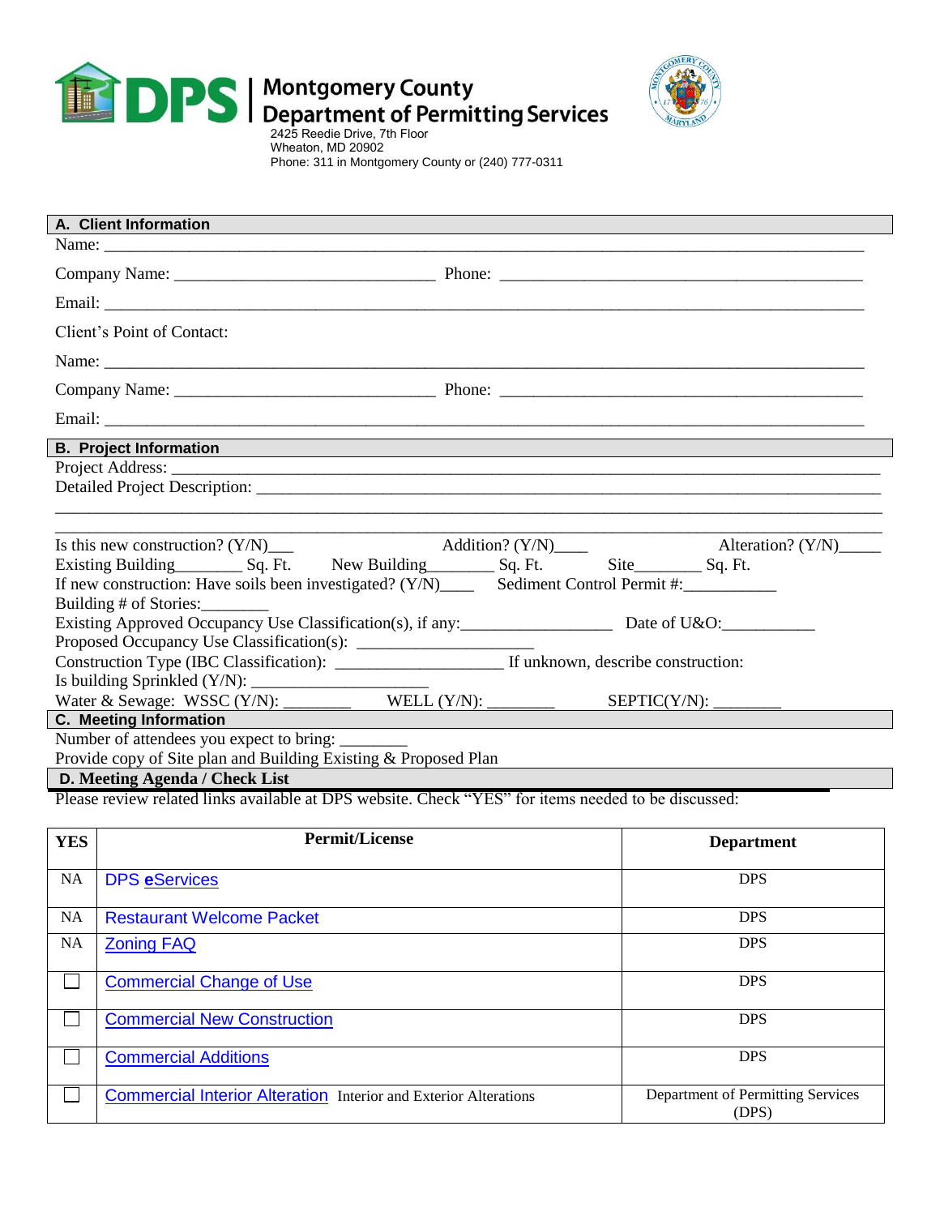# DPS | Montgomery County Department of Permitting Services

2425 Reedie Drive, 7th Floor
Wheaton, MD 20902
Phone: 311 in Montgomery County or (240) 777-0311

## A. Client Information

Name: ______________________________________________

Company Name: ______________________ Phone: ______________________

Email: ______________________________________________

Client's Point of Contact:

Name: ______________________________________________

Company Name: ______________________ Phone: ______________________

Email: ______________________________________________

## B. Project Information

Project Address: ______________________________________________

Detailed Project Description: ______________________________________________

______________________________________________

______________________________________________

Is this new construction? (Y/N)___ Addition? (Y/N)____ Alteration? (Y/N)_____

Existing Building________ Sq. Ft. New Building________ Sq. Ft. Site________ Sq. Ft.

If new construction: Have soils been investigated? (Y/N)____ Sediment Control Permit #:___________

Building # of Stories:________

Existing Approved Occupancy Use Classification(s), if any:_________________ Date of U&O:___________

Proposed Occupancy Use Classification(s): _____________________

Construction Type (IBC Classification): ____________________ If unknown, describe construction:

Is building Sprinkled (Y/N): _____________________

Water & Sewage: WSSC (Y/N): ________ WELL (Y/N): ________ SEPTIC(Y/N): ________

## C. Meeting Information

Number of attendees you expect to bring: ________

Provide copy of Site plan and Building Existing & Proposed Plan

## D. Meeting Agenda / Check List

Please review related links available at DPS website. Check "YES" for items needed to be discussed:

| YES | Permit/License | Department |
|---|---|---|
| NA | DPS eServices | DPS |
| NA | Restaurant Welcome Packet | DPS |
| NA | Zoning FAQ | DPS |
| ☐ | Commercial Change of Use | DPS |
| ☐ | Commercial New Construction | DPS |
| ☐ | Commercial Additions | DPS |
| ☐ | Commercial Interior Alteration Interior and Exterior Alterations | Department of Permitting Services (DPS) |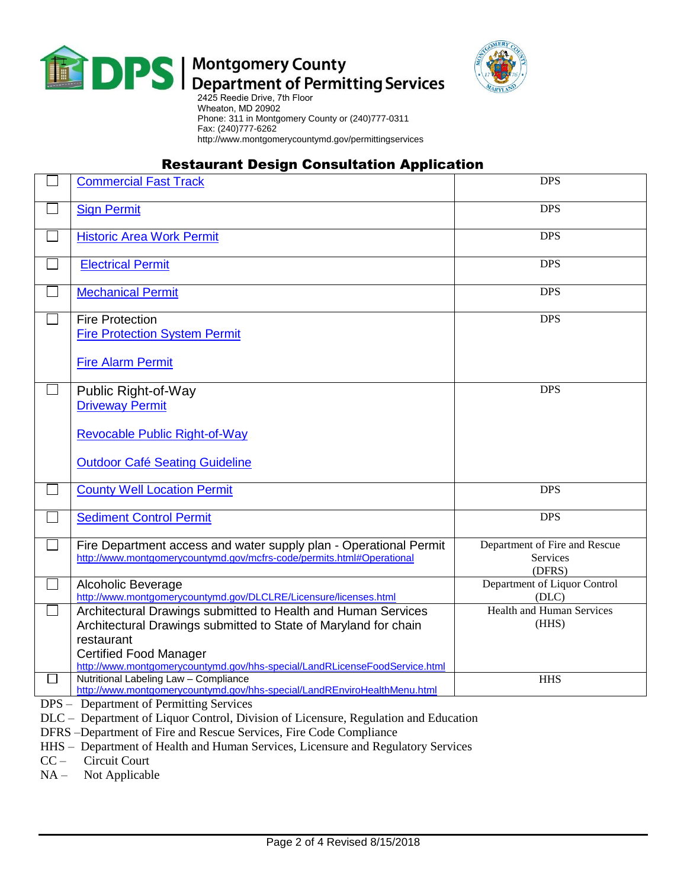**Montgomery County Department of Permitting Services**
2425 Reedie Drive, 7th Floor
Wheaton, MD 20902
Phone: 311 in Montgomery County or (240)777-0311
Fax: (240)777-6262
http://www.montgomerycountymd.gov/permittingservices

## Restaurant Design Consultation Application

| | | |
|---|---|---|
| ☐ | Commercial Fast Track | DPS |
| ☐ | Sign Permit | DPS |
| ☐ | Historic Area Work Permit | DPS |
| ☐ | Electrical Permit | DPS |
| ☐ | Mechanical Permit | DPS |
| ☐ | Fire Protection<br>Fire Protection System Permit<br><br>Fire Alarm Permit | DPS |
| ☐ | Public Right-of-Way<br>Driveway Permit<br><br>Revocable Public Right-of-Way<br><br>Outdoor Café Seating Guideline | DPS |
| ☐ | County Well Location Permit | DPS |
| ☐ | Sediment Control Permit | DPS |
| ☐ | Fire Department access and water supply plan - Operational Permit<br>http://www.montgomerycountymd.gov/mcfrs-code/permits.html#Operational | Department of Fire and Rescue Services (DFRS) |
| ☐ | Alcoholic Beverage<br>http://www.montgomerycountymd.gov/DLCLRE/Licensure/licenses.html | Department of Liquor Control (DLC) |
| ☐ | Architectural Drawings submitted to Health and Human Services<br>Architectural Drawings submitted to State of Maryland for chain restaurant<br>Certified Food Manager<br>http://www.montgomerycountymd.gov/hhs-special/LandRLicenseFoodService.html | Health and Human Services (HHS) |
| ☐ | Nutritional Labeling Law – Compliance<br>http://www.montgomerycountymd.gov/hhs-special/LandREnviroHealthMenu.html | HHS |

DPS – Department of Permitting Services
DLC – Department of Liquor Control, Division of Licensure, Regulation and Education
DFRS –Department of Fire and Rescue Services, Fire Code Compliance
HHS – Department of Health and Human Services, Licensure and Regulatory Services
CC – Circuit Court
NA – Not Applicable

Revised 8/15/2018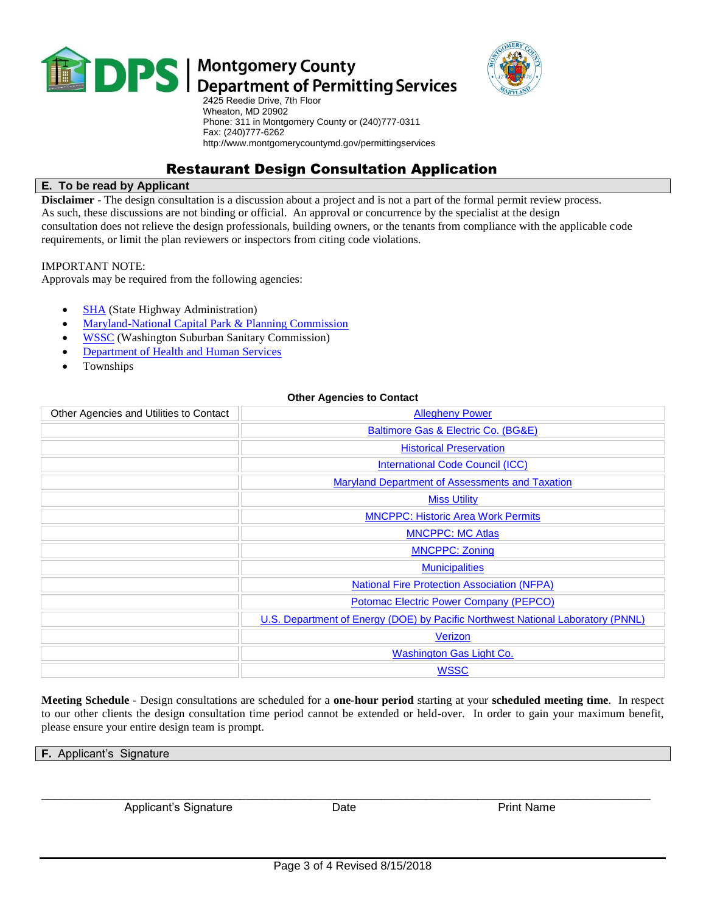**DPS | Montgomery County Department of Permitting Services**

2425 Reedie Drive, 7th Floor
Wheaton, MD 20902
Phone: 311 in Montgomery County or (240)777-0311
Fax: (240)777-6262
http://www.montgomerycountymd.gov/permittingservices

# Restaurant Design Consultation Application

## E. To be read by Applicant

**Disclaimer** - The design consultation is a discussion about a project and is not a part of the formal permit review process. As such, these discussions are not binding or official. An approval or concurrence by the specialist at the design consultation does not relieve the design professionals, building owners, or the tenants from compliance with the applicable code requirements, or limit the plan reviewers or inspectors from citing code violations.

IMPORTANT NOTE:
Approvals may be required from the following agencies:

- SHA (State Highway Administration)
- Maryland-National Capital Park & Planning Commission
- WSSC (Washington Suburban Sanitary Commission)
- Department of Health and Human Services
- Townships

**Other Agencies to Contact**

| | |
|---|---|
| Other Agencies and Utilities to Contact | Allegheny Power |
| | Baltimore Gas & Electric Co. (BG&E) |
| | Historical Preservation |
| | International Code Council (ICC) |
| | Maryland Department of Assessments and Taxation |
| | Miss Utility |
| | MNCPPC: Historic Area Work Permits |
| | MNCPPC: MC Atlas |
| | MNCPPC: Zoning |
| | Municipalities |
| | National Fire Protection Association (NFPA) |
| | Potomac Electric Power Company (PEPCO) |
| | U.S. Department of Energy (DOE) by Pacific Northwest National Laboratory (PNNL) |
| | Verizon |
| | Washington Gas Light Co. |
| | WSSC |

**Meeting Schedule** - Design consultations are scheduled for a **one-hour period** starting at your **scheduled meeting time**. In respect to our other clients the design consultation time period cannot be extended or held-over. In order to gain your maximum benefit, please ensure your entire design team is prompt.

## F. Applicant's Signature

___________________________________________________________________________

Applicant's Signature | Date | Print Name